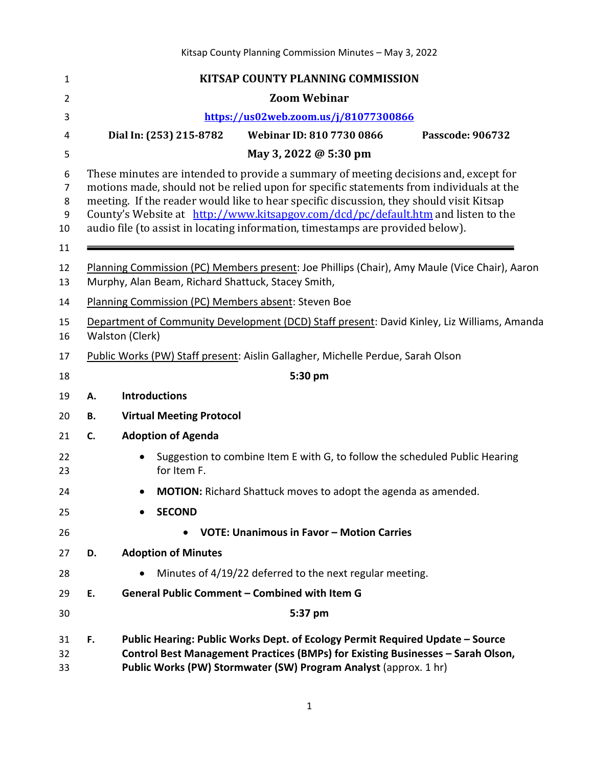# KITSAP COUNTY PLANNING COMMISSION

**Zoom Webinar**

**https://us02web.zoom.us/j/81077300866**

**Dial In: (253) 215-8782 Webinar ID: 810 7730 0866 Passcode: 906732**

**May 3, 2022 @ 5:30 pm**

These minutes are intended to provide a summary of meeting decisions and, except for motions made, should not be relied upon for specific statements from individuals at the meeting. If the reader would like to hear specific discussion, they should visit Kitsap County's Website at http://www.kitsapgov.com/dcd/pc/default.htm and listen to the audio file (to assist in locating information, timestamps are provided below).

---

Planning Commission (PC) Members present: Joe Phillips (Chair), Amy Maule (Vice Chair), Aaron Murphy, Alan Beam, Richard Shattuck, Stacey Smith,

Planning Commission (PC) Members absent: Steven Boe

Department of Community Development (DCD) Staff present: David Kinley, Liz Williams, Amanda Walston (Clerk)

Public Works (PW) Staff present: Aislin Gallagher, Michelle Perdue, Sarah Olson

**5:30 pm**

**A. Introductions**

**B. Virtual Meeting Protocol**

**C. Adoption of Agenda**

- Suggestion to combine Item E with G, to follow the scheduled Public Hearing for Item F.
- **MOTION:** Richard Shattuck moves to adopt the agenda as amended.
- **SECOND**
    - **VOTE: Unanimous in Favor – Motion Carries**

**D. Adoption of Minutes**

- Minutes of 4/19/22 deferred to the next regular meeting.

**E. General Public Comment – Combined with Item G**

**5:37 pm**

**F. Public Hearing: Public Works Dept. of Ecology Permit Required Update – Source Control Best Management Practices (BMPs) for Existing Businesses – Sarah Olson, Public Works (PW) Stormwater (SW) Program Analyst** (approx. 1 hr)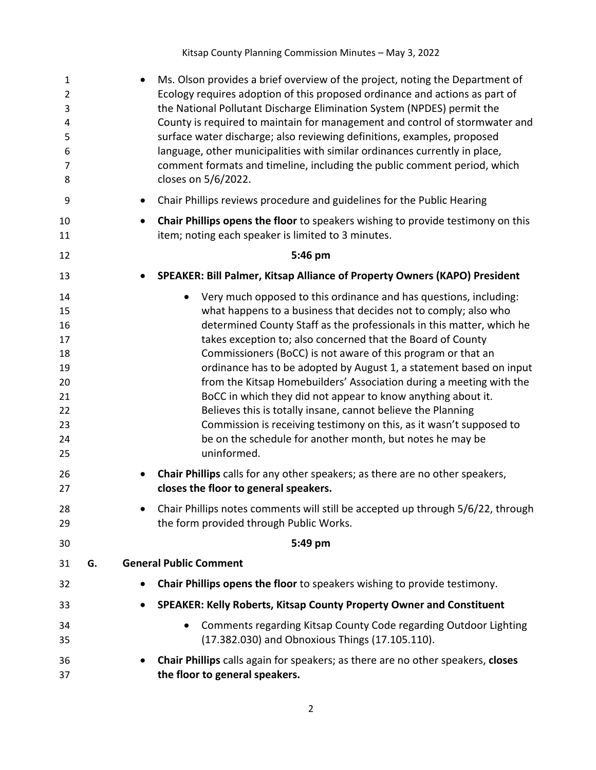- Ms. Olson provides a brief overview of the project, noting the Department of Ecology requires adoption of this proposed ordinance and actions as part of the National Pollutant Discharge Elimination System (NPDES) permit the County is required to maintain for management and control of stormwater and surface water discharge; also reviewing definitions, examples, proposed language, other municipalities with similar ordinances currently in place, comment formats and timeline, including the public comment period, which closes on 5/6/2022.
- Chair Phillips reviews procedure and guidelines for the Public Hearing
- **Chair Phillips opens the floor** to speakers wishing to provide testimony on this item; noting each speaker is limited to 3 minutes.

**5:46 pm**

- **SPEAKER: Bill Palmer, Kitsap Alliance of Property Owners (KAPO) President**
    - Very much opposed to this ordinance and has questions, including: what happens to a business that decides not to comply; also who determined County Staff as the professionals in this matter, which he takes exception to; also concerned that the Board of County Commissioners (BoCC) is not aware of this program or that an ordinance has to be adopted by August 1, a statement based on input from the Kitsap Homebuilders' Association during a meeting with the BoCC in which they did not appear to know anything about it. Believes this is totally insane, cannot believe the Planning Commission is receiving testimony on this, as it wasn't supposed to be on the schedule for another month, but notes he may be uninformed.
- **Chair Phillips** calls for any other speakers; as there are no other speakers, **closes the floor to general speakers.**
- Chair Phillips notes comments will still be accepted up through 5/6/22, through the form provided through Public Works.

**5:49 pm**

**G. General Public Comment**

- **Chair Phillips opens the floor** to speakers wishing to provide testimony.
- **SPEAKER: Kelly Roberts, Kitsap County Property Owner and Constituent**
    - Comments regarding Kitsap County Code regarding Outdoor Lighting (17.382.030) and Obnoxious Things (17.105.110).
- **Chair Phillips** calls again for speakers; as there are no other speakers, **closes the floor to general speakers.**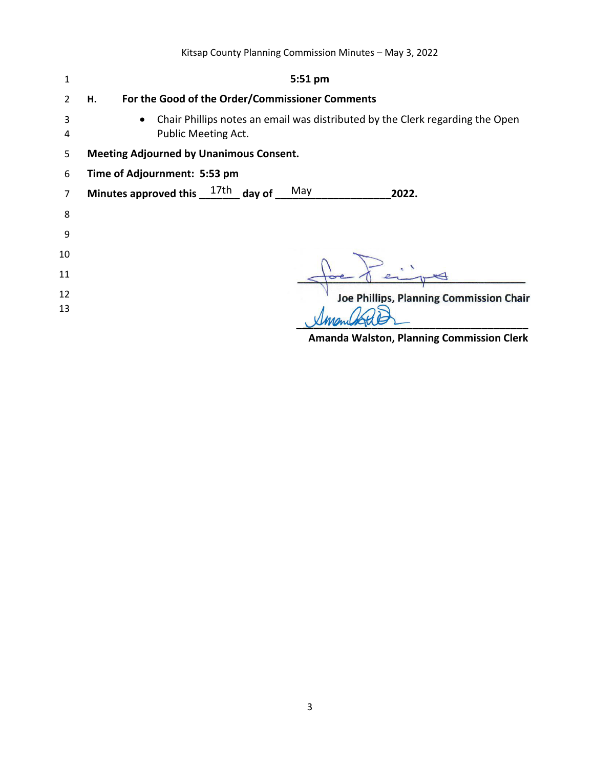**5:51 pm**

**H. For the Good of the Order/Commissioner Comments**

- Chair Phillips notes an email was distributed by the Clerk regarding the Open Public Meeting Act.

**Meeting Adjourned by Unanimous Consent.**

**Time of Adjournment: 5:53 pm**

**Minutes approved this** 17th **day of** May **2022.**

**Joe Phillips, Planning Commission Chair**

**Amanda Walston, Planning Commission Clerk**